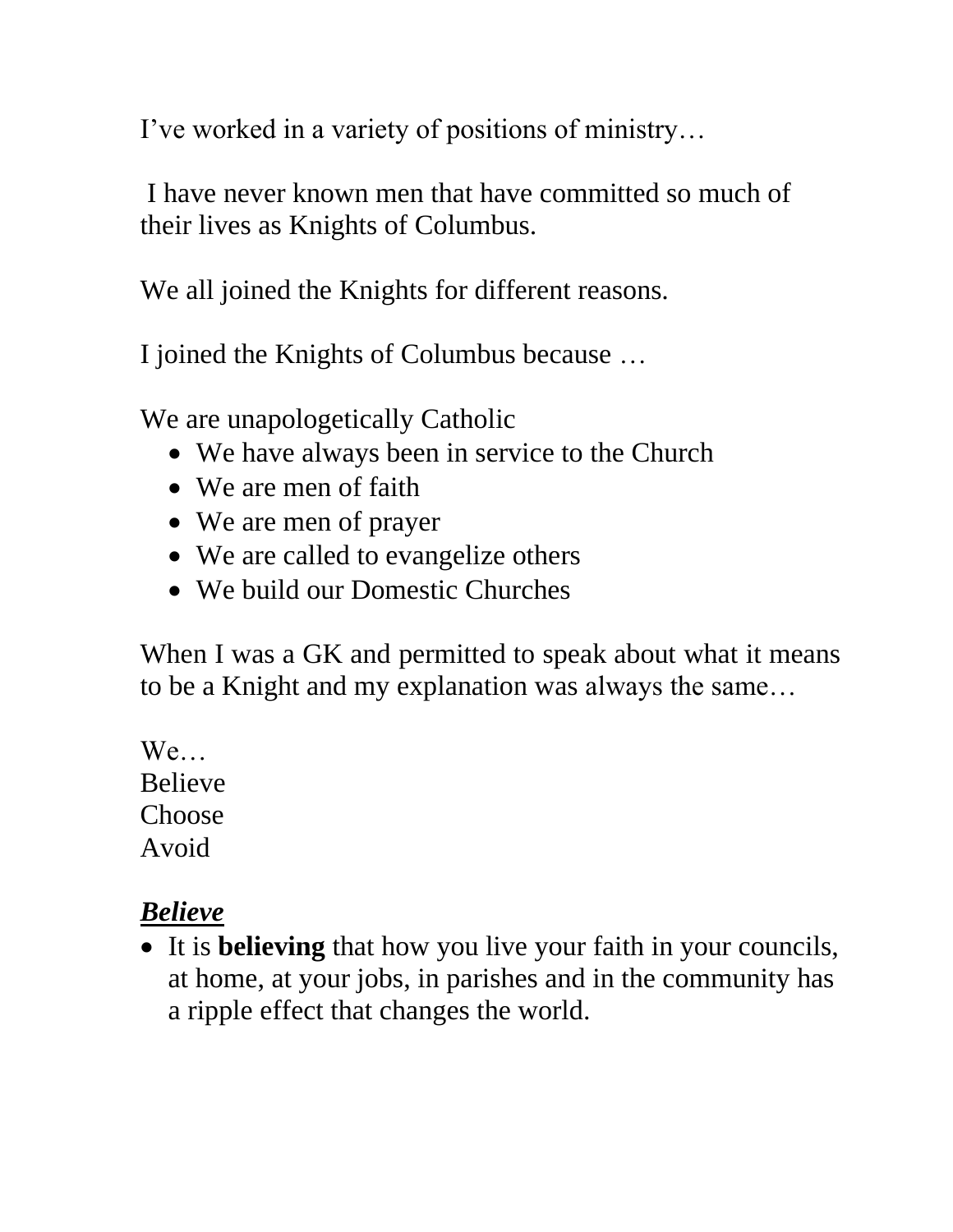I’ve worked in a variety of positions of ministry…

I have never known men that have committed so much of their lives as Knights of Columbus.

We all joined the Knights for different reasons.

I joined the Knights of Columbus because …

We are unapologetically Catholic

- We have always been in service to the Church
- We are men of faith
- We are men of prayer
- We are called to evangelize others
- We build our Domestic Churches

When I was a GK and permitted to speak about what it means to be a Knight and my explanation was always the same…

We…
Believe
Choose
Avoid

***Believe***

- It is **believing** that how you live your faith in your councils, at home, at your jobs, in parishes and in the community has a ripple effect that changes the world.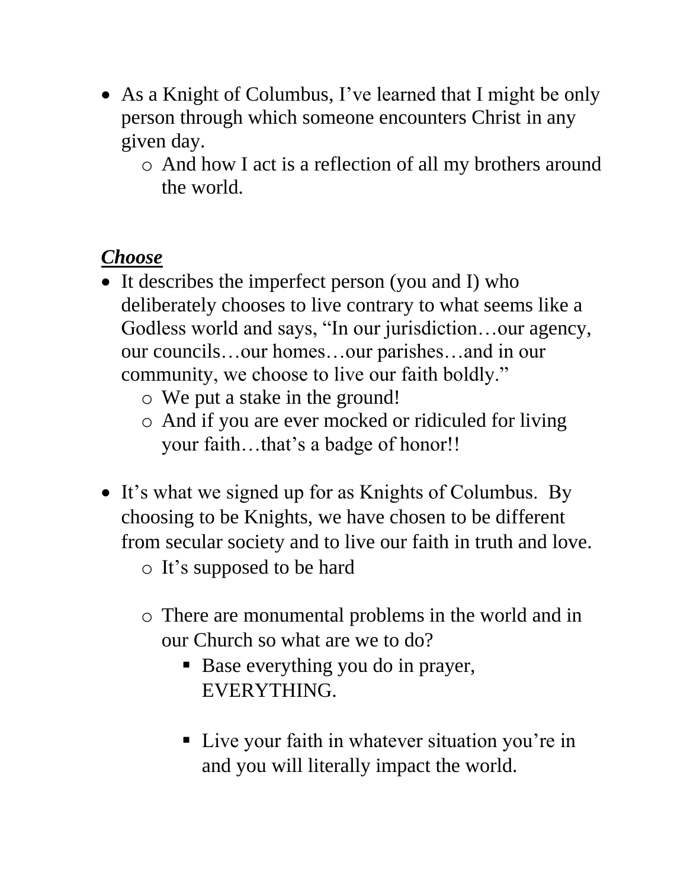- As a Knight of Columbus, I've learned that I might be only person through which someone encounters Christ in any given day.
  - And how I act is a reflection of all my brothers around the world.

***<u>Choose</u>***

- It describes the imperfect person (you and I) who deliberately chooses to live contrary to what seems like a Godless world and says, "In our jurisdiction…our agency, our councils…our homes…our parishes…and in our community, we choose to live our faith boldly."
  - We put a stake in the ground!
  - And if you are ever mocked or ridiculed for living your faith…that's a badge of honor!!

- It's what we signed up for as Knights of Columbus. By choosing to be Knights, we have chosen to be different from secular society and to live our faith in truth and love.
  - It's supposed to be hard

  - There are monumental problems in the world and in our Church so what are we to do?
    - Base everything you do in prayer, EVERYTHING.

    - Live your faith in whatever situation you're in and you will literally impact the world.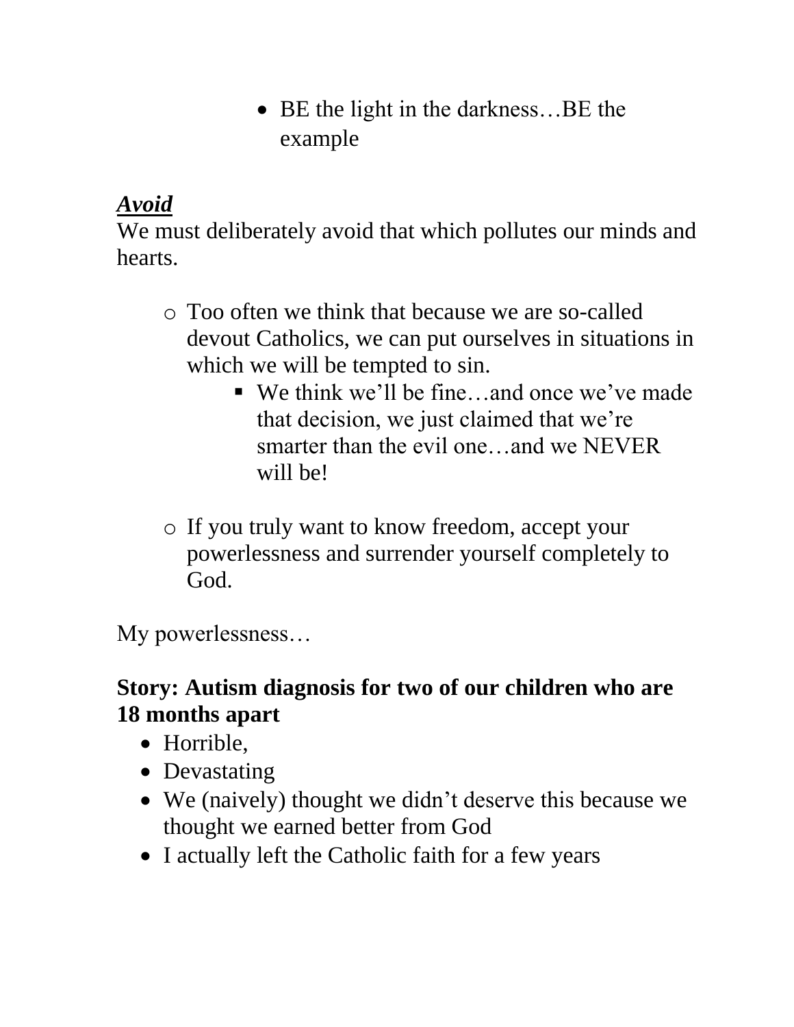- BE the light in the darkness…BE the example

***<u>Avoid</u>***

We must deliberately avoid that which pollutes our minds and hearts.

- Too often we think that because we are so-called devout Catholics, we can put ourselves in situations in which we will be tempted to sin.
  - We think we'll be fine…and once we've made that decision, we just claimed that we're smarter than the evil one…and we NEVER will be!

- If you truly want to know freedom, accept your powerlessness and surrender yourself completely to God.

My powerlessness…

**Story: Autism diagnosis for two of our children who are 18 months apart**

- Horrible,
- Devastating
- We (naively) thought we didn't deserve this because we thought we earned better from God
- I actually left the Catholic faith for a few years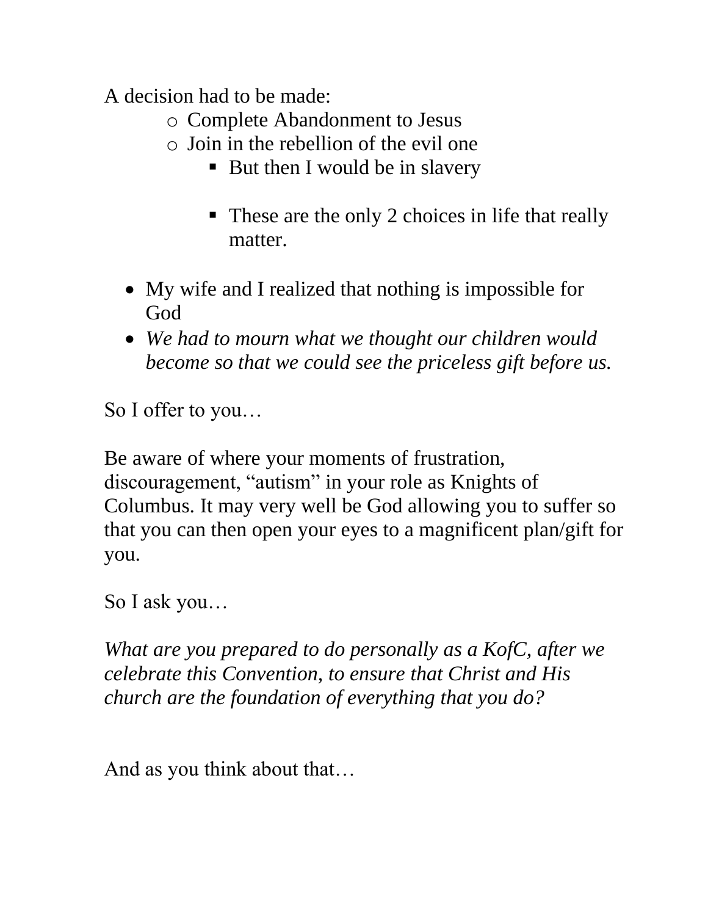A decision had to be made:

- Complete Abandonment to Jesus
- Join in the rebellion of the evil one
  - But then I would be in slavery

  - These are the only 2 choices in life that really matter.

- My wife and I realized that nothing is impossible for God
- *We had to mourn what we thought our children would become so that we could see the priceless gift before us.*

So I offer to you…

Be aware of where your moments of frustration, discouragement, "autism" in your role as Knights of Columbus. It may very well be God allowing you to suffer so that you can then open your eyes to a magnificent plan/gift for you.

So I ask you…

*What are you prepared to do personally as a KofC, after we celebrate this Convention, to ensure that Christ and His church are the foundation of everything that you do?*

And as you think about that…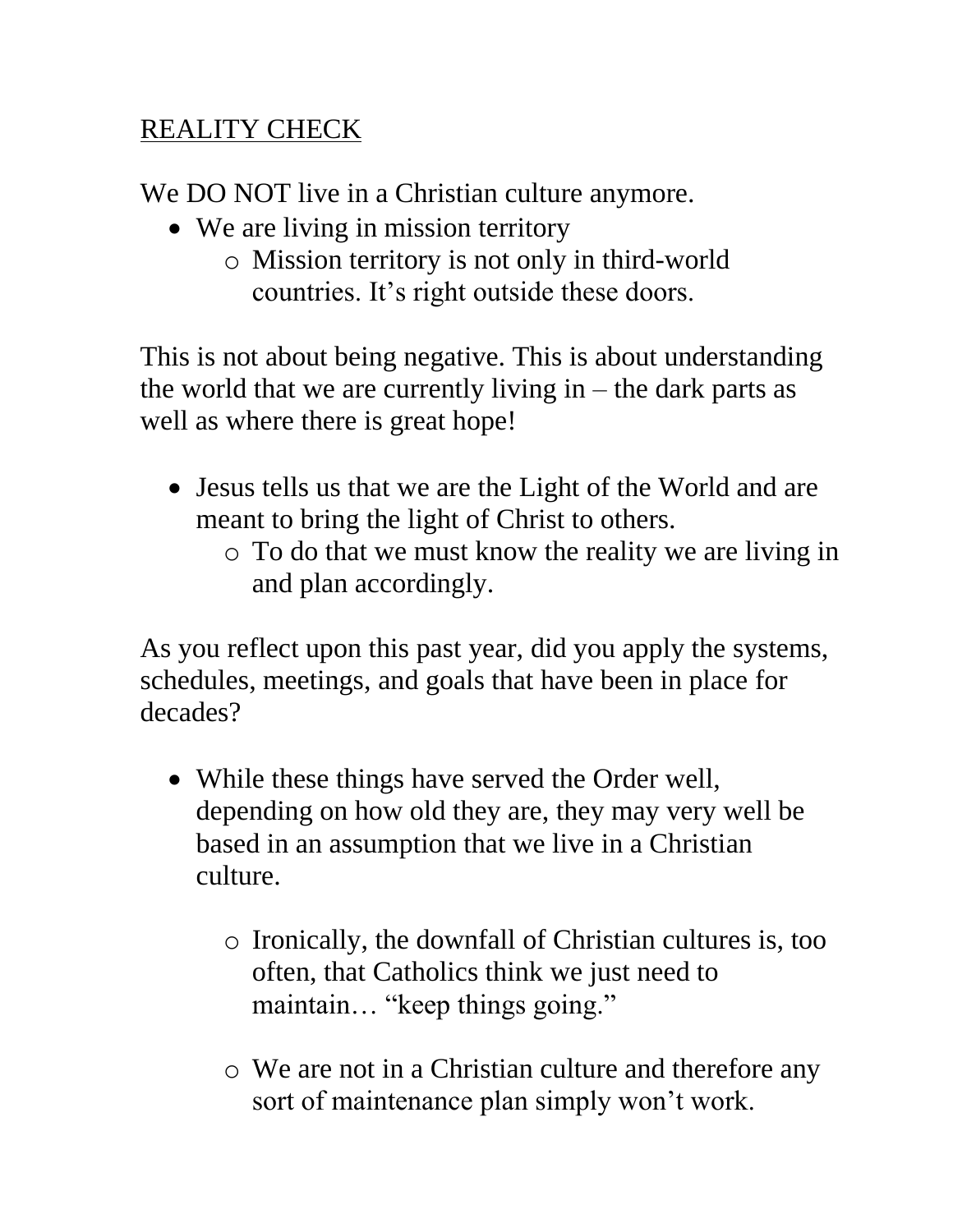<u>REALITY CHECK</u>

We DO NOT live in a Christian culture anymore.

- We are living in mission territory
  - Mission territory is not only in third-world countries. It's right outside these doors.

This is not about being negative. This is about understanding the world that we are currently living in – the dark parts as well as where there is great hope!

- Jesus tells us that we are the Light of the World and are meant to bring the light of Christ to others.
  - To do that we must know the reality we are living in and plan accordingly.

As you reflect upon this past year, did you apply the systems, schedules, meetings, and goals that have been in place for decades?

- While these things have served the Order well, depending on how old they are, they may very well be based in an assumption that we live in a Christian culture.

  - Ironically, the downfall of Christian cultures is, too often, that Catholics think we just need to maintain… "keep things going."

  - We are not in a Christian culture and therefore any sort of maintenance plan simply won't work.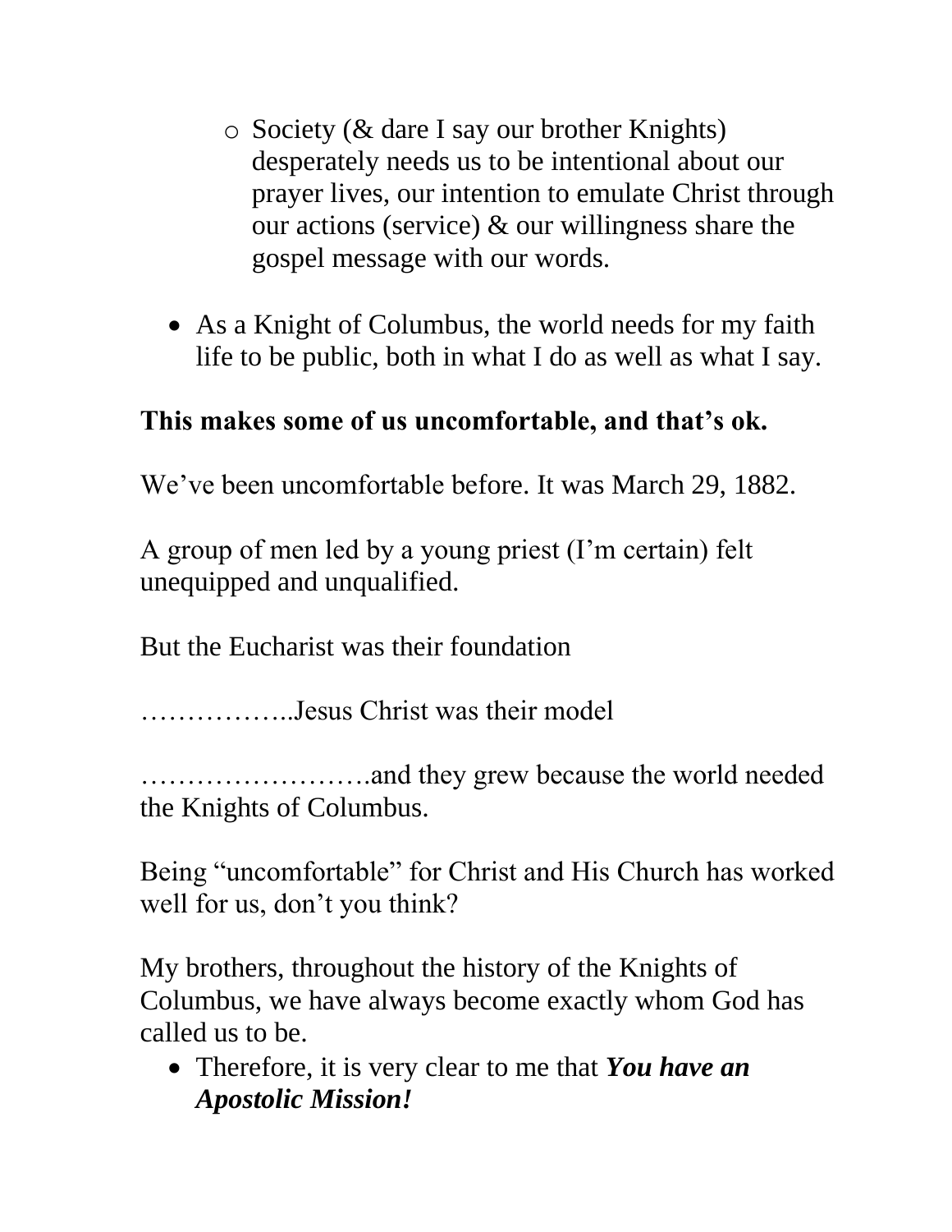- Society (& dare I say our brother Knights) desperately needs us to be intentional about our prayer lives, our intention to emulate Christ through our actions (service) & our willingness share the gospel message with our words.

- As a Knight of Columbus, the world needs for my faith life to be public, both in what I do as well as what I say.

**This makes some of us uncomfortable, and that's ok.**

We've been uncomfortable before. It was March 29, 1882.

A group of men led by a young priest (I'm certain) felt unequipped and unqualified.

But the Eucharist was their foundation

……………..Jesus Christ was their model

…………………….and they grew because the world needed the Knights of Columbus.

Being "uncomfortable" for Christ and His Church has worked well for us, don't you think?

My brothers, throughout the history of the Knights of Columbus, we have always become exactly whom God has called us to be.

- Therefore, it is very clear to me that ***You have an Apostolic Mission!***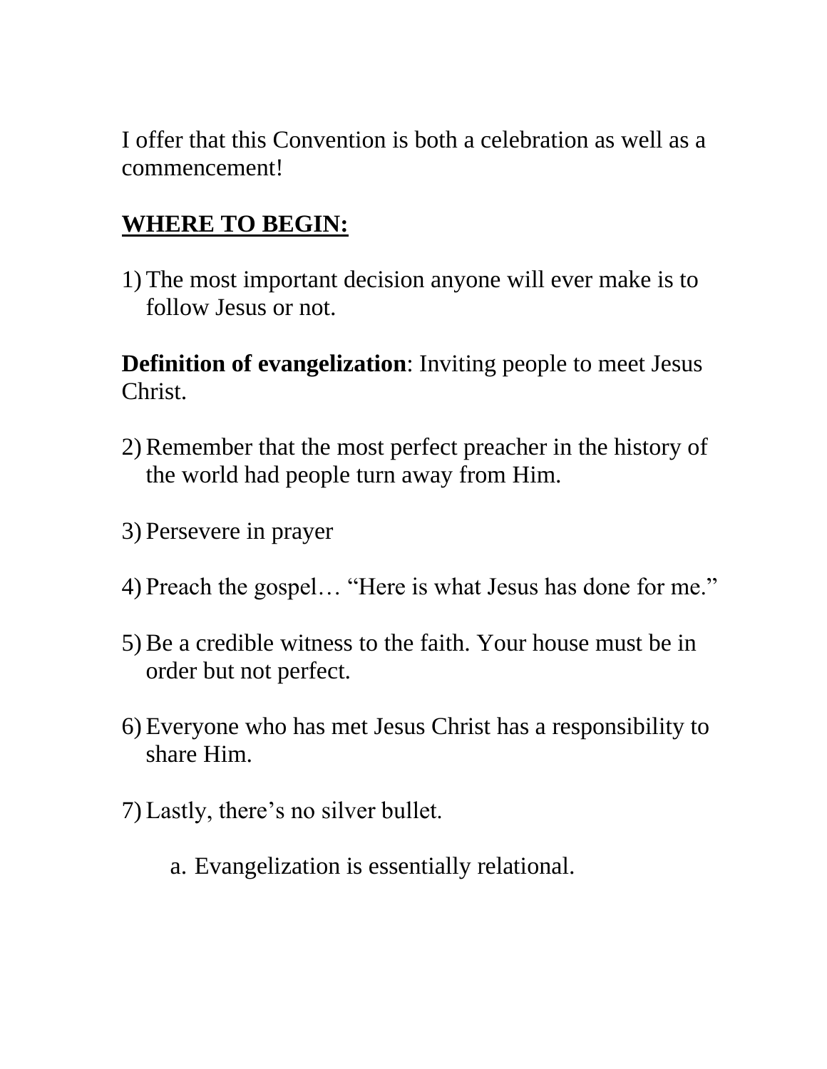I offer that this Convention is both a celebration as well as a commencement!

## WHERE TO BEGIN:

1) The most important decision anyone will ever make is to follow Jesus or not.

**Definition of evangelization**: Inviting people to meet Jesus Christ.

2) Remember that the most perfect preacher in the history of the world had people turn away from Him.

3) Persevere in prayer

4) Preach the gospel… "Here is what Jesus has done for me."

5) Be a credible witness to the faith. Your house must be in order but not perfect.

6) Everyone who has met Jesus Christ has a responsibility to share Him.

7) Lastly, there's no silver bullet.

    a. Evangelization is essentially relational.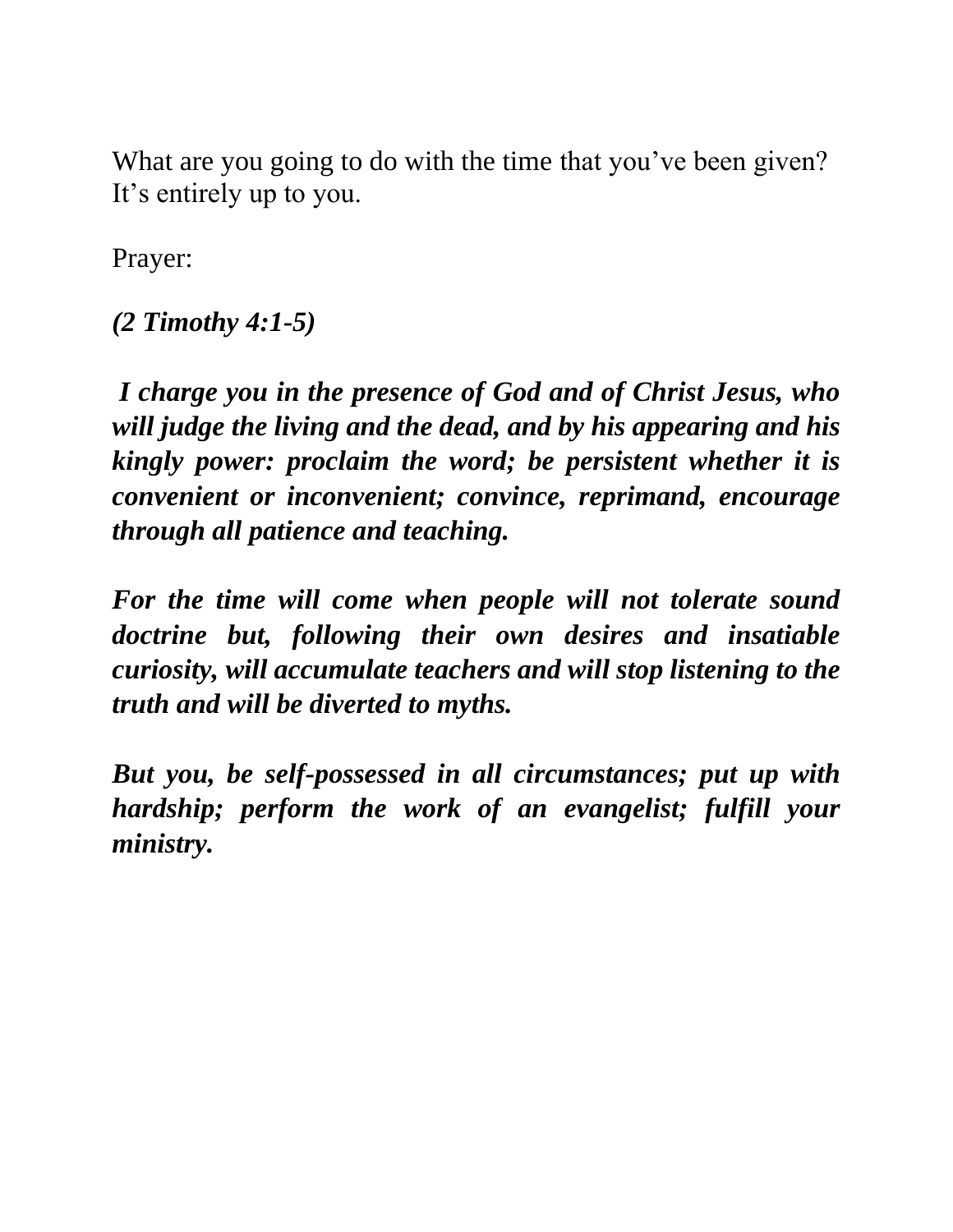What are you going to do with the time that you've been given? It's entirely up to you.

Prayer:

***(2 Timothy 4:1-5)***

***I charge you in the presence of God and of Christ Jesus, who will judge the living and the dead, and by his appearing and his kingly power: proclaim the word; be persistent whether it is convenient or inconvenient; convince, reprimand, encourage through all patience and teaching.***

***For the time will come when people will not tolerate sound doctrine but, following their own desires and insatiable curiosity, will accumulate teachers and will stop listening to the truth and will be diverted to myths.***

***But you, be self-possessed in all circumstances; put up with hardship; perform the work of an evangelist; fulfill your ministry.***